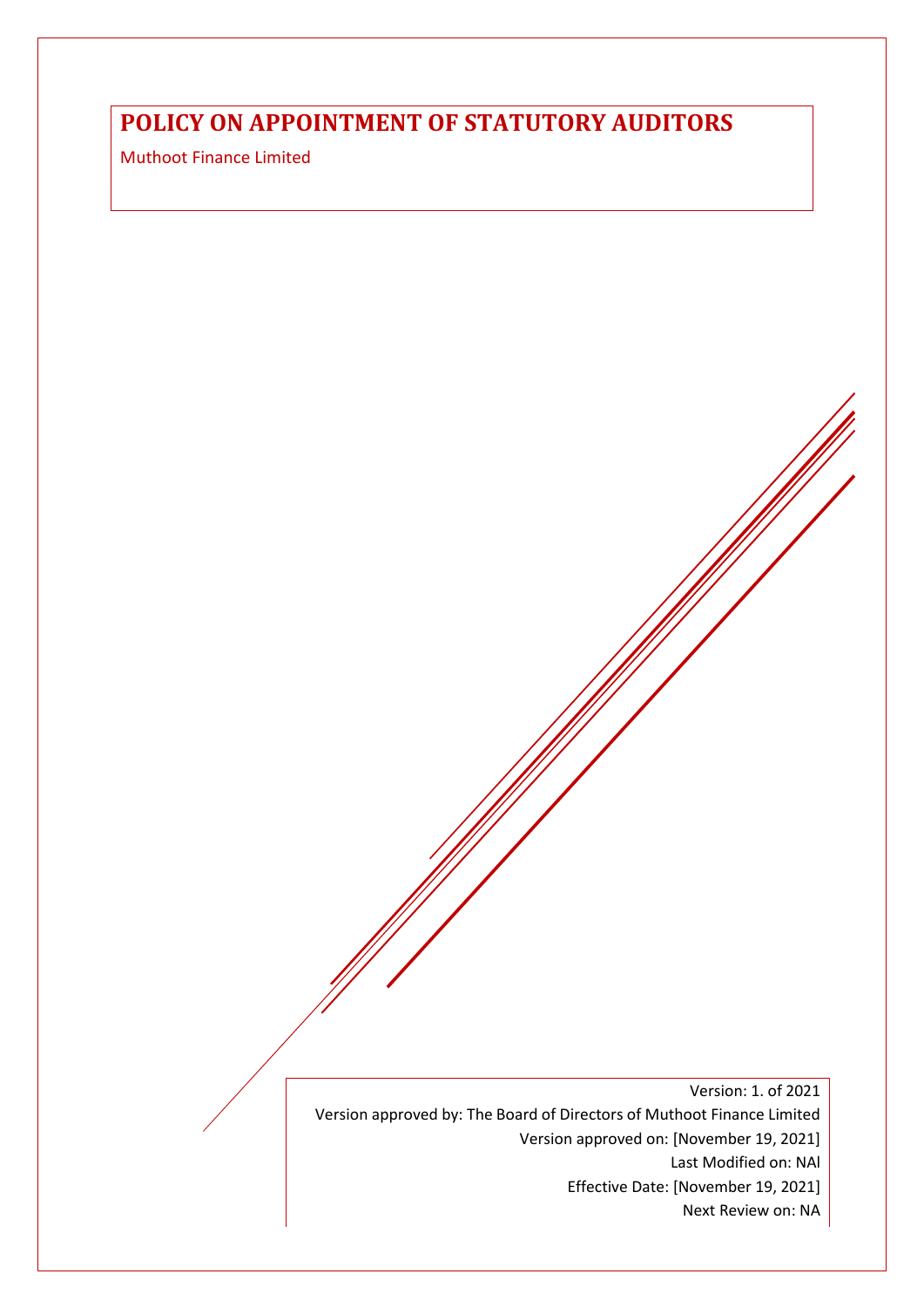# POLICY ON APPOINTMENT OF STATUTORY AUDITORS

Muthoot Finance Limited

Version: 1. of 2021

Version approved by: The Board of Directors of Muthoot Finance Limited

Version approved on: [November 19, 2021]

Last Modified on: NAl

Effective Date: [November 19, 2021]

Next Review on: NA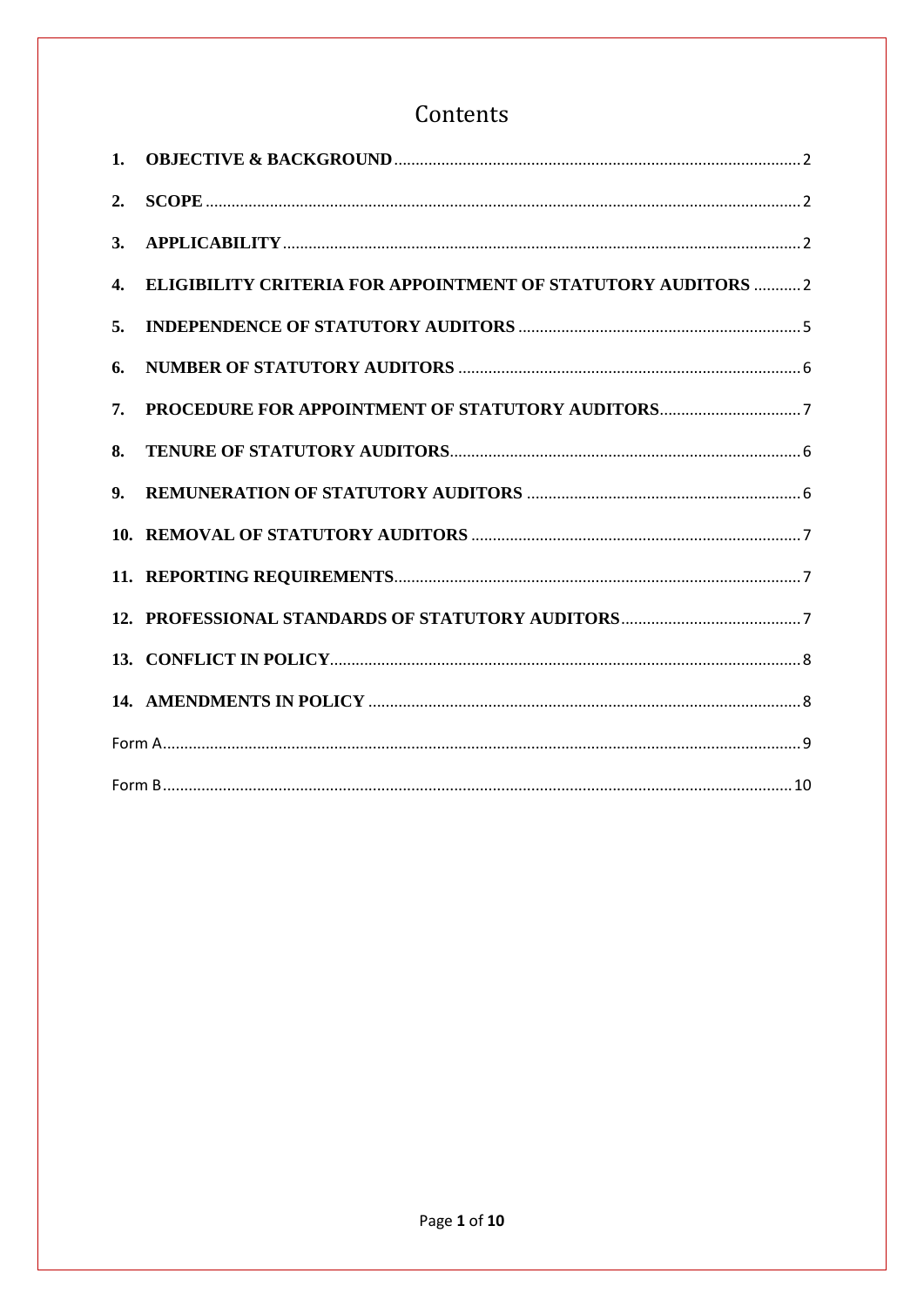# Contents

1. **OBJECTIVE & BACKGROUND** ........ 2
2. **SCOPE** ........ 2
3. **APPLICABILITY** ........ 2
4. **ELIGIBILITY CRITERIA FOR APPOINTMENT OF STATUTORY AUDITORS** ........ 2
5. **INDEPENDENCE OF STATUTORY AUDITORS** ........ 5
6. **NUMBER OF STATUTORY AUDITORS** ........ 6
7. **PROCEDURE FOR APPOINTMENT OF STATUTORY AUDITORS** ........ 7
8. **TENURE OF STATUTORY AUDITORS** ........ 6
9. **REMUNERATION OF STATUTORY AUDITORS** ........ 6
10. **REMOVAL OF STATUTORY AUDITORS** ........ 7
11. **REPORTING REQUIREMENTS** ........ 7
12. **PROFESSIONAL STANDARDS OF STATUTORY AUDITORS** ........ 7
13. **CONFLICT IN POLICY** ........ 8
14. **AMENDMENTS IN POLICY** ........ 8

Form A ........ 9

Form B ........ 10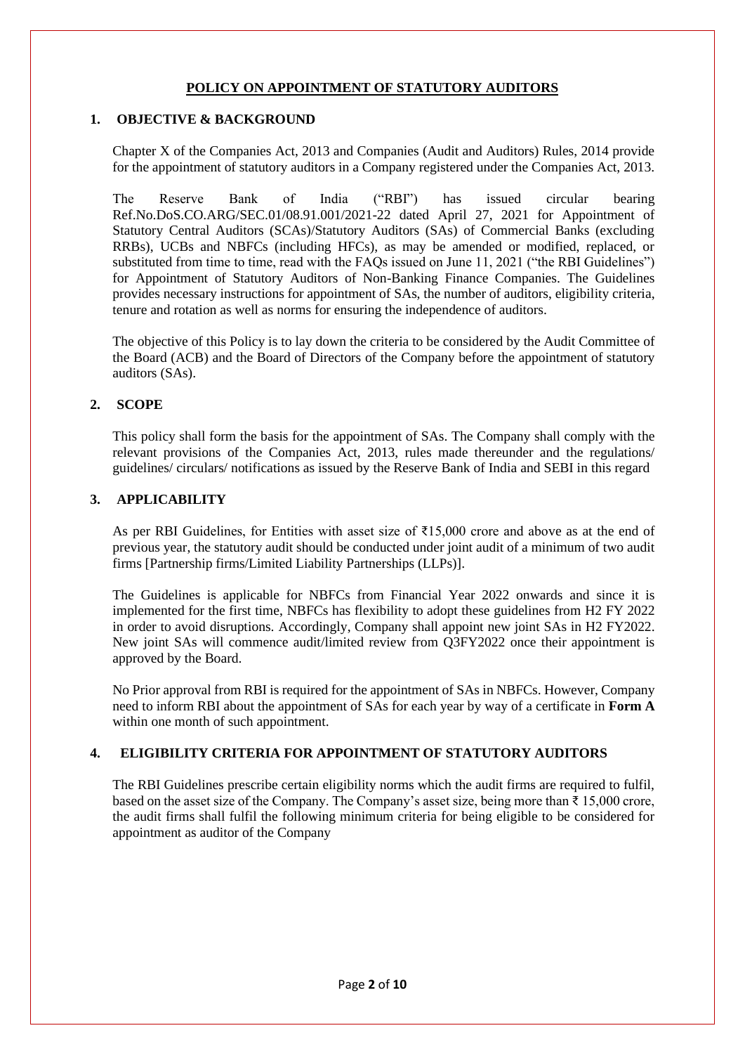# POLICY ON APPOINTMENT OF STATUTORY AUDITORS

## 1. OBJECTIVE & BACKGROUND

Chapter X of the Companies Act, 2013 and Companies (Audit and Auditors) Rules, 2014 provide for the appointment of statutory auditors in a Company registered under the Companies Act, 2013.

The Reserve Bank of India ("RBI") has issued circular bearing Ref.No.DoS.CO.ARG/SEC.01/08.91.001/2021-22 dated April 27, 2021 for Appointment of Statutory Central Auditors (SCAs)/Statutory Auditors (SAs) of Commercial Banks (excluding RRBs), UCBs and NBFCs (including HFCs), as may be amended or modified, replaced, or substituted from time to time, read with the FAQs issued on June 11, 2021 ("the RBI Guidelines") for Appointment of Statutory Auditors of Non-Banking Finance Companies. The Guidelines provides necessary instructions for appointment of SAs, the number of auditors, eligibility criteria, tenure and rotation as well as norms for ensuring the independence of auditors.

The objective of this Policy is to lay down the criteria to be considered by the Audit Committee of the Board (ACB) and the Board of Directors of the Company before the appointment of statutory auditors (SAs).

## 2. SCOPE

This policy shall form the basis for the appointment of SAs. The Company shall comply with the relevant provisions of the Companies Act, 2013, rules made thereunder and the regulations/ guidelines/ circulars/ notifications as issued by the Reserve Bank of India and SEBI in this regard

## 3. APPLICABILITY

As per RBI Guidelines, for Entities with asset size of ₹15,000 crore and above as at the end of previous year, the statutory audit should be conducted under joint audit of a minimum of two audit firms [Partnership firms/Limited Liability Partnerships (LLPs)].

The Guidelines is applicable for NBFCs from Financial Year 2022 onwards and since it is implemented for the first time, NBFCs has flexibility to adopt these guidelines from H2 FY 2022 in order to avoid disruptions. Accordingly, Company shall appoint new joint SAs in H2 FY2022. New joint SAs will commence audit/limited review from Q3FY2022 once their appointment is approved by the Board.

No Prior approval from RBI is required for the appointment of SAs in NBFCs. However, Company need to inform RBI about the appointment of SAs for each year by way of a certificate in **Form A** within one month of such appointment.

## 4. ELIGIBILITY CRITERIA FOR APPOINTMENT OF STATUTORY AUDITORS

The RBI Guidelines prescribe certain eligibility norms which the audit firms are required to fulfil, based on the asset size of the Company. The Company's asset size, being more than ₹ 15,000 crore, the audit firms shall fulfil the following minimum criteria for being eligible to be considered for appointment as auditor of the Company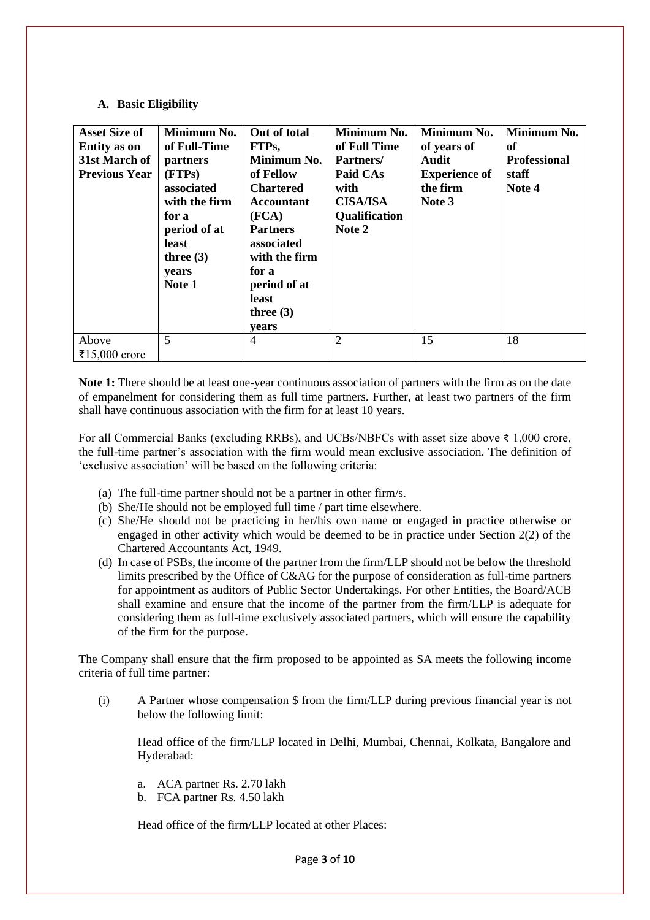### A. Basic Eligibility

| Asset Size of Entity as on 31st March of Previous Year | Minimum No. of Full-Time partners (FTPs) associated with the firm for a period of at least three (3) years Note 1 | Out of total FTPs, Minimum No. of Fellow Chartered Accountant (FCA) Partners associated with the firm for a period of at least three (3) years | Minimum No. of Full Time Partners/ Paid CAs with CISA/ISA Qualification Note 2 | Minimum No. of years of Audit Experience of the firm Note 3 | Minimum No. of Professional staff Note 4 |
|---|---|---|---|---|---|
| Above ₹15,000 crore | 5 | 4 | 2 | 15 | 18 |

**Note 1:** There should be at least one-year continuous association of partners with the firm as on the date of empanelment for considering them as full time partners. Further, at least two partners of the firm shall have continuous association with the firm for at least 10 years.

For all Commercial Banks (excluding RRBs), and UCBs/NBFCs with asset size above ₹ 1,000 crore, the full-time partner's association with the firm would mean exclusive association. The definition of 'exclusive association' will be based on the following criteria:

(a) The full-time partner should not be a partner in other firm/s.
(b) She/He should not be employed full time / part time elsewhere.
(c) She/He should not be practicing in her/his own name or engaged in practice otherwise or engaged in other activity which would be deemed to be in practice under Section 2(2) of the Chartered Accountants Act, 1949.
(d) In case of PSBs, the income of the partner from the firm/LLP should not be below the threshold limits prescribed by the Office of C&AG for the purpose of consideration as full-time partners for appointment as auditors of Public Sector Undertakings. For other Entities, the Board/ACB shall examine and ensure that the income of the partner from the firm/LLP is adequate for considering them as full-time exclusively associated partners, which will ensure the capability of the firm for the purpose.

The Company shall ensure that the firm proposed to be appointed as SA meets the following income criteria of full time partner:

(i) A Partner whose compensation $ from the firm/LLP during previous financial year is not below the following limit:

Head office of the firm/LLP located in Delhi, Mumbai, Chennai, Kolkata, Bangalore and Hyderabad:

a. ACA partner Rs. 2.70 lakh
b. FCA partner Rs. 4.50 lakh

Head office of the firm/LLP located at other Places: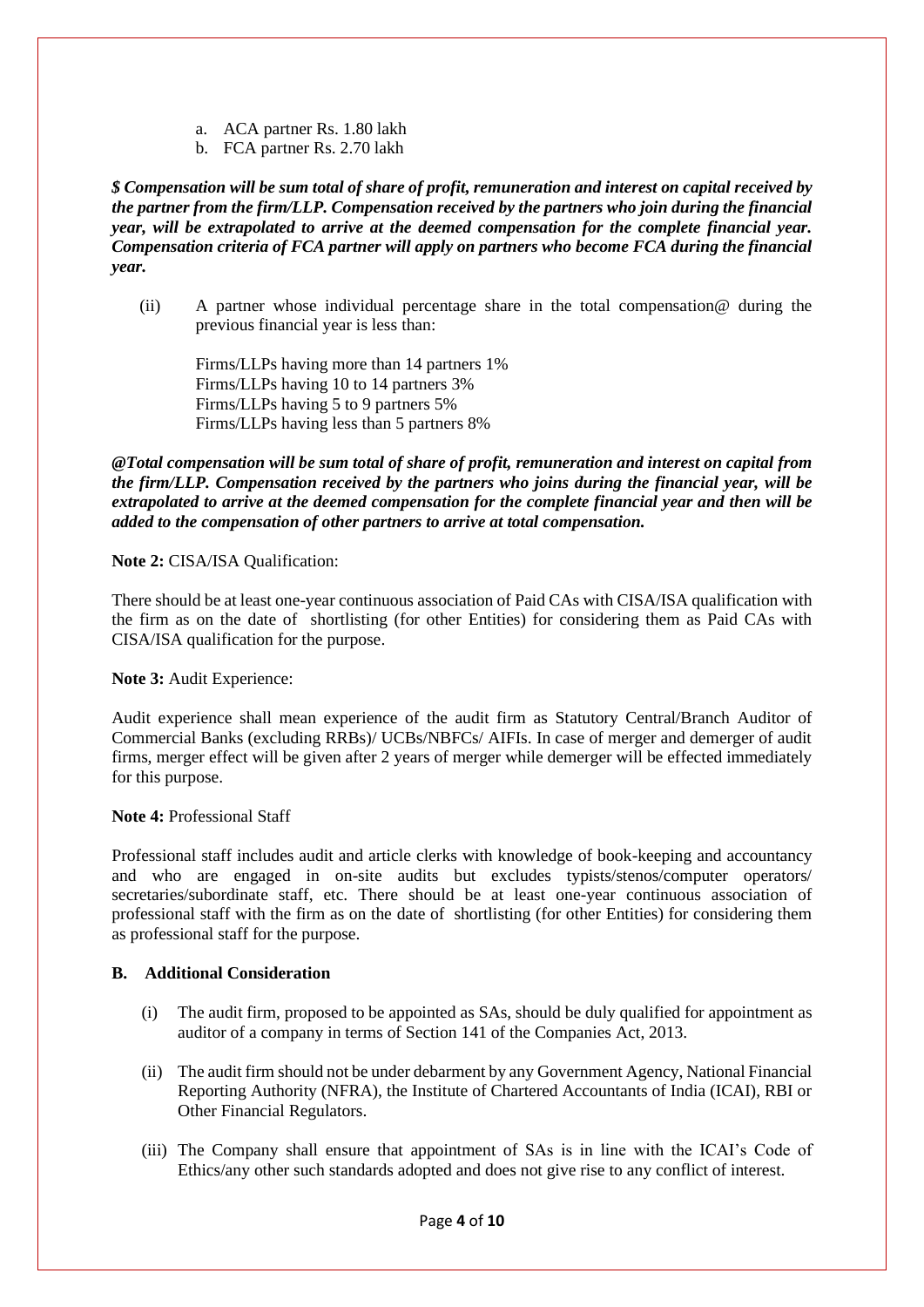a. ACA partner Rs. 1.80 lakh
b. FCA partner Rs. 2.70 lakh

***$ Compensation will be sum total of share of profit, remuneration and interest on capital received by the partner from the firm/LLP. Compensation received by the partners who join during the financial year, will be extrapolated to arrive at the deemed compensation for the complete financial year. Compensation criteria of FCA partner will apply on partners who become FCA during the financial year.***

(ii) A partner whose individual percentage share in the total compensation@ during the previous financial year is less than:

Firms/LLPs having more than 14 partners 1%
Firms/LLPs having 10 to 14 partners 3%
Firms/LLPs having 5 to 9 partners 5%
Firms/LLPs having less than 5 partners 8%

***@Total compensation will be sum total of share of profit, remuneration and interest on capital from the firm/LLP. Compensation received by the partners who joins during the financial year, will be extrapolated to arrive at the deemed compensation for the complete financial year and then will be added to the compensation of other partners to arrive at total compensation.***

**Note 2:** CISA/ISA Qualification:

There should be at least one-year continuous association of Paid CAs with CISA/ISA qualification with the firm as on the date of shortlisting (for other Entities) for considering them as Paid CAs with CISA/ISA qualification for the purpose.

**Note 3:** Audit Experience:

Audit experience shall mean experience of the audit firm as Statutory Central/Branch Auditor of Commercial Banks (excluding RRBs)/ UCBs/NBFCs/ AIFIs. In case of merger and demerger of audit firms, merger effect will be given after 2 years of merger while demerger will be effected immediately for this purpose.

**Note 4:** Professional Staff

Professional staff includes audit and article clerks with knowledge of book-keeping and accountancy and who are engaged in on-site audits but excludes typists/stenos/computer operators/ secretaries/subordinate staff, etc. There should be at least one-year continuous association of professional staff with the firm as on the date of shortlisting (for other Entities) for considering them as professional staff for the purpose.

**B. Additional Consideration**

(i) The audit firm, proposed to be appointed as SAs, should be duly qualified for appointment as auditor of a company in terms of Section 141 of the Companies Act, 2013.

(ii) The audit firm should not be under debarment by any Government Agency, National Financial Reporting Authority (NFRA), the Institute of Chartered Accountants of India (ICAI), RBI or Other Financial Regulators.

(iii) The Company shall ensure that appointment of SAs is in line with the ICAI's Code of Ethics/any other such standards adopted and does not give rise to any conflict of interest.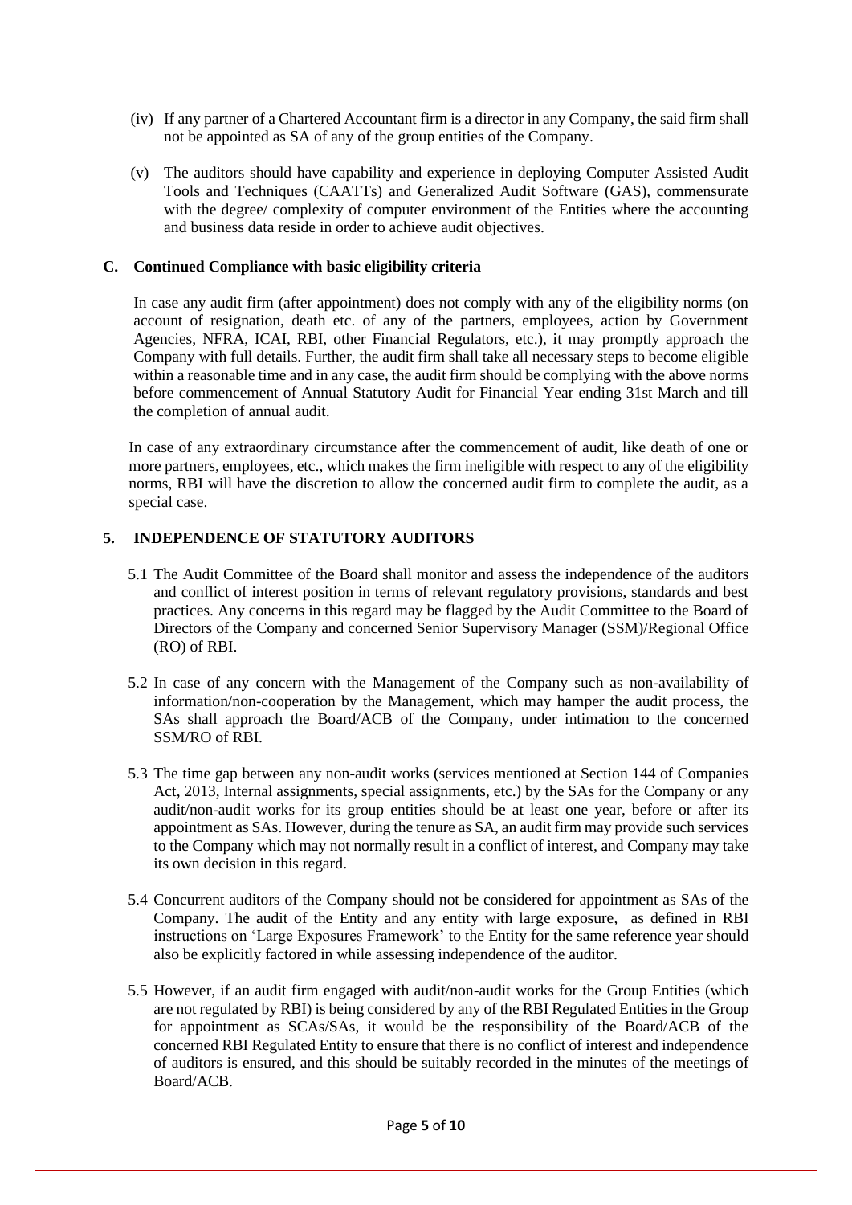(iv) If any partner of a Chartered Accountant firm is a director in any Company, the said firm shall not be appointed as SA of any of the group entities of the Company.

(v) The auditors should have capability and experience in deploying Computer Assisted Audit Tools and Techniques (CAATTs) and Generalized Audit Software (GAS), commensurate with the degree/ complexity of computer environment of the Entities where the accounting and business data reside in order to achieve audit objectives.

### C. Continued Compliance with basic eligibility criteria

In case any audit firm (after appointment) does not comply with any of the eligibility norms (on account of resignation, death etc. of any of the partners, employees, action by Government Agencies, NFRA, ICAI, RBI, other Financial Regulators, etc.), it may promptly approach the Company with full details. Further, the audit firm shall take all necessary steps to become eligible within a reasonable time and in any case, the audit firm should be complying with the above norms before commencement of Annual Statutory Audit for Financial Year ending 31st March and till the completion of annual audit.

In case of any extraordinary circumstance after the commencement of audit, like death of one or more partners, employees, etc., which makes the firm ineligible with respect to any of the eligibility norms, RBI will have the discretion to allow the concerned audit firm to complete the audit, as a special case.

## 5. INDEPENDENCE OF STATUTORY AUDITORS

5.1 The Audit Committee of the Board shall monitor and assess the independence of the auditors and conflict of interest position in terms of relevant regulatory provisions, standards and best practices. Any concerns in this regard may be flagged by the Audit Committee to the Board of Directors of the Company and concerned Senior Supervisory Manager (SSM)/Regional Office (RO) of RBI.

5.2 In case of any concern with the Management of the Company such as non-availability of information/non-cooperation by the Management, which may hamper the audit process, the SAs shall approach the Board/ACB of the Company, under intimation to the concerned SSM/RO of RBI.

5.3 The time gap between any non-audit works (services mentioned at Section 144 of Companies Act, 2013, Internal assignments, special assignments, etc.) by the SAs for the Company or any audit/non-audit works for its group entities should be at least one year, before or after its appointment as SAs. However, during the tenure as SA, an audit firm may provide such services to the Company which may not normally result in a conflict of interest, and Company may take its own decision in this regard.

5.4 Concurrent auditors of the Company should not be considered for appointment as SAs of the Company. The audit of the Entity and any entity with large exposure, as defined in RBI instructions on 'Large Exposures Framework' to the Entity for the same reference year should also be explicitly factored in while assessing independence of the auditor.

5.5 However, if an audit firm engaged with audit/non-audit works for the Group Entities (which are not regulated by RBI) is being considered by any of the RBI Regulated Entities in the Group for appointment as SCAs/SAs, it would be the responsibility of the Board/ACB of the concerned RBI Regulated Entity to ensure that there is no conflict of interest and independence of auditors is ensured, and this should be suitably recorded in the minutes of the meetings of Board/ACB.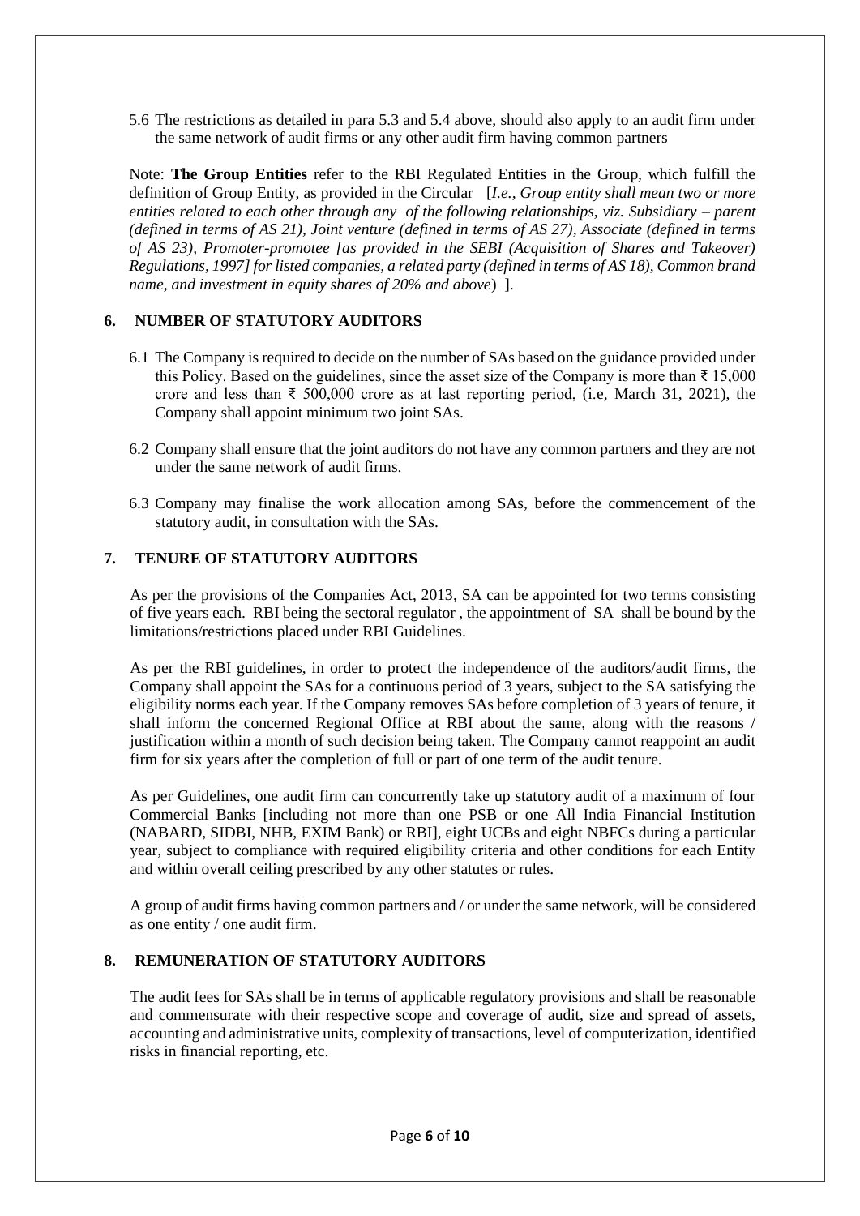5.6 The restrictions as detailed in para 5.3 and 5.4 above, should also apply to an audit firm under the same network of audit firms or any other audit firm having common partners

Note: **The Group Entities** refer to the RBI Regulated Entities in the Group, which fulfill the definition of Group Entity, as provided in the Circular [*I.e., Group entity shall mean two or more entities related to each other through any of the following relationships, viz. Subsidiary – parent (defined in terms of AS 21), Joint venture (defined in terms of AS 27), Associate (defined in terms of AS 23), Promoter-promotee [as provided in the SEBI (Acquisition of Shares and Takeover) Regulations, 1997] for listed companies, a related party (defined in terms of AS 18), Common brand name, and investment in equity shares of 20% and above*) ].

## 6. NUMBER OF STATUTORY AUDITORS

6.1 The Company is required to decide on the number of SAs based on the guidance provided under this Policy. Based on the guidelines, since the asset size of the Company is more than ₹ 15,000 crore and less than ₹ 500,000 crore as at last reporting period, (i.e, March 31, 2021), the Company shall appoint minimum two joint SAs.

6.2 Company shall ensure that the joint auditors do not have any common partners and they are not under the same network of audit firms.

6.3 Company may finalise the work allocation among SAs, before the commencement of the statutory audit, in consultation with the SAs.

## 7. TENURE OF STATUTORY AUDITORS

As per the provisions of the Companies Act, 2013, SA can be appointed for two terms consisting of five years each. RBI being the sectoral regulator , the appointment of SA shall be bound by the limitations/restrictions placed under RBI Guidelines.

As per the RBI guidelines, in order to protect the independence of the auditors/audit firms, the Company shall appoint the SAs for a continuous period of 3 years, subject to the SA satisfying the eligibility norms each year. If the Company removes SAs before completion of 3 years of tenure, it shall inform the concerned Regional Office at RBI about the same, along with the reasons / justification within a month of such decision being taken. The Company cannot reappoint an audit firm for six years after the completion of full or part of one term of the audit tenure.

As per Guidelines, one audit firm can concurrently take up statutory audit of a maximum of four Commercial Banks [including not more than one PSB or one All India Financial Institution (NABARD, SIDBI, NHB, EXIM Bank) or RBI], eight UCBs and eight NBFCs during a particular year, subject to compliance with required eligibility criteria and other conditions for each Entity and within overall ceiling prescribed by any other statutes or rules.

A group of audit firms having common partners and / or under the same network, will be considered as one entity / one audit firm.

## 8. REMUNERATION OF STATUTORY AUDITORS

The audit fees for SAs shall be in terms of applicable regulatory provisions and shall be reasonable and commensurate with their respective scope and coverage of audit, size and spread of assets, accounting and administrative units, complexity of transactions, level of computerization, identified risks in financial reporting, etc.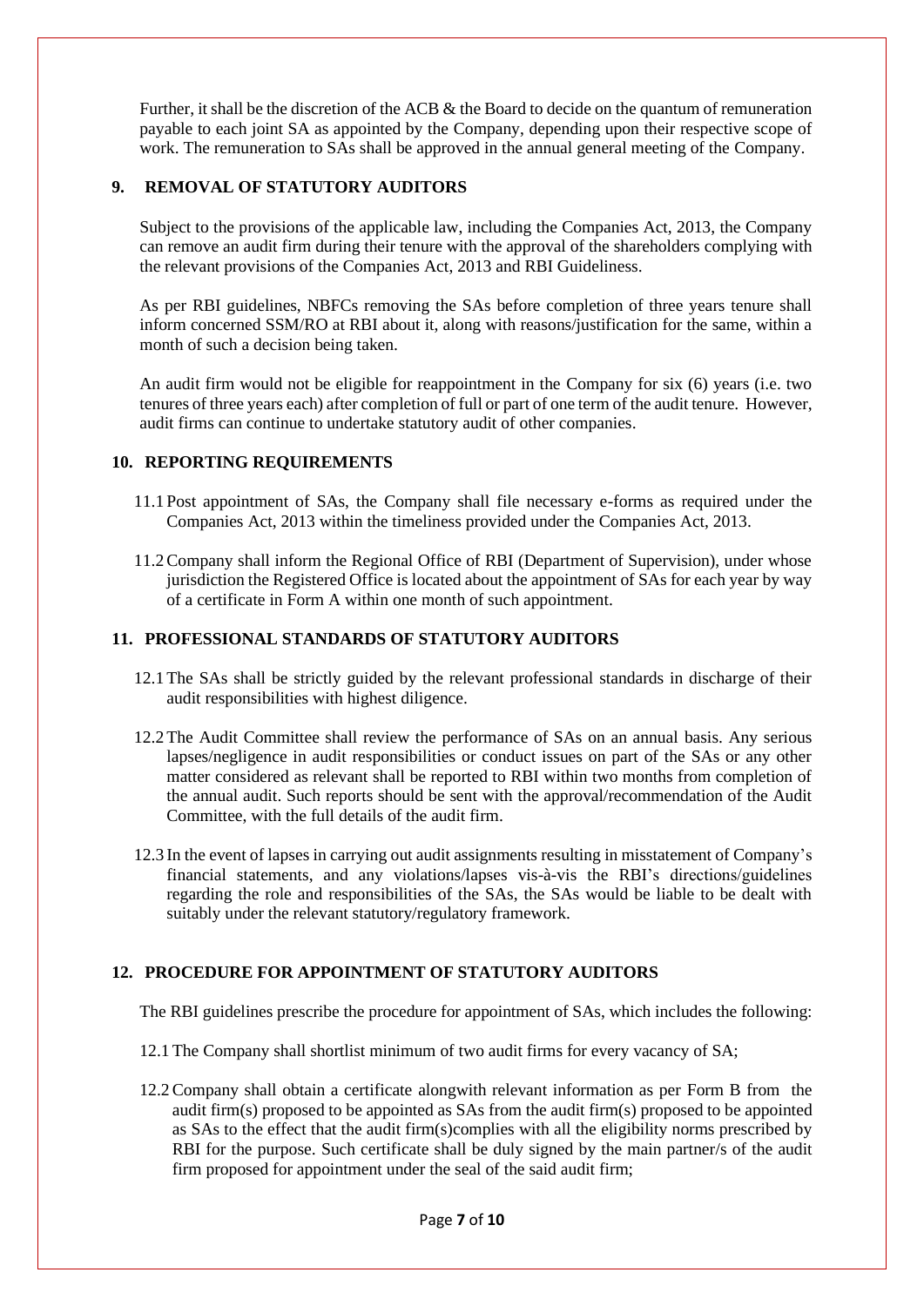Further, it shall be the discretion of the ACB & the Board to decide on the quantum of remuneration payable to each joint SA as appointed by the Company, depending upon their respective scope of work. The remuneration to SAs shall be approved in the annual general meeting of the Company.

## 9. REMOVAL OF STATUTORY AUDITORS

Subject to the provisions of the applicable law, including the Companies Act, 2013, the Company can remove an audit firm during their tenure with the approval of the shareholders complying with the relevant provisions of the Companies Act, 2013 and RBI Guideliness.

As per RBI guidelines, NBFCs removing the SAs before completion of three years tenure shall inform concerned SSM/RO at RBI about it, along with reasons/justification for the same, within a month of such a decision being taken.

An audit firm would not be eligible for reappointment in the Company for six (6) years (i.e. two tenures of three years each) after completion of full or part of one term of the audit tenure. However, audit firms can continue to undertake statutory audit of other companies.

## 10. REPORTING REQUIREMENTS

11.1 Post appointment of SAs, the Company shall file necessary e-forms as required under the Companies Act, 2013 within the timeliness provided under the Companies Act, 2013.

11.2 Company shall inform the Regional Office of RBI (Department of Supervision), under whose jurisdiction the Registered Office is located about the appointment of SAs for each year by way of a certificate in Form A within one month of such appointment.

## 11. PROFESSIONAL STANDARDS OF STATUTORY AUDITORS

12.1 The SAs shall be strictly guided by the relevant professional standards in discharge of their audit responsibilities with highest diligence.

12.2 The Audit Committee shall review the performance of SAs on an annual basis. Any serious lapses/negligence in audit responsibilities or conduct issues on part of the SAs or any other matter considered as relevant shall be reported to RBI within two months from completion of the annual audit. Such reports should be sent with the approval/recommendation of the Audit Committee, with the full details of the audit firm.

12.3 In the event of lapses in carrying out audit assignments resulting in misstatement of Company's financial statements, and any violations/lapses vis-à-vis the RBI's directions/guidelines regarding the role and responsibilities of the SAs, the SAs would be liable to be dealt with suitably under the relevant statutory/regulatory framework.

## 12. PROCEDURE FOR APPOINTMENT OF STATUTORY AUDITORS

The RBI guidelines prescribe the procedure for appointment of SAs, which includes the following:

12.1 The Company shall shortlist minimum of two audit firms for every vacancy of SA;

12.2 Company shall obtain a certificate alongwith relevant information as per Form B from the audit firm(s) proposed to be appointed as SAs from the audit firm(s) proposed to be appointed as SAs to the effect that the audit firm(s)complies with all the eligibility norms prescribed by RBI for the purpose. Such certificate shall be duly signed by the main partner/s of the audit firm proposed for appointment under the seal of the said audit firm;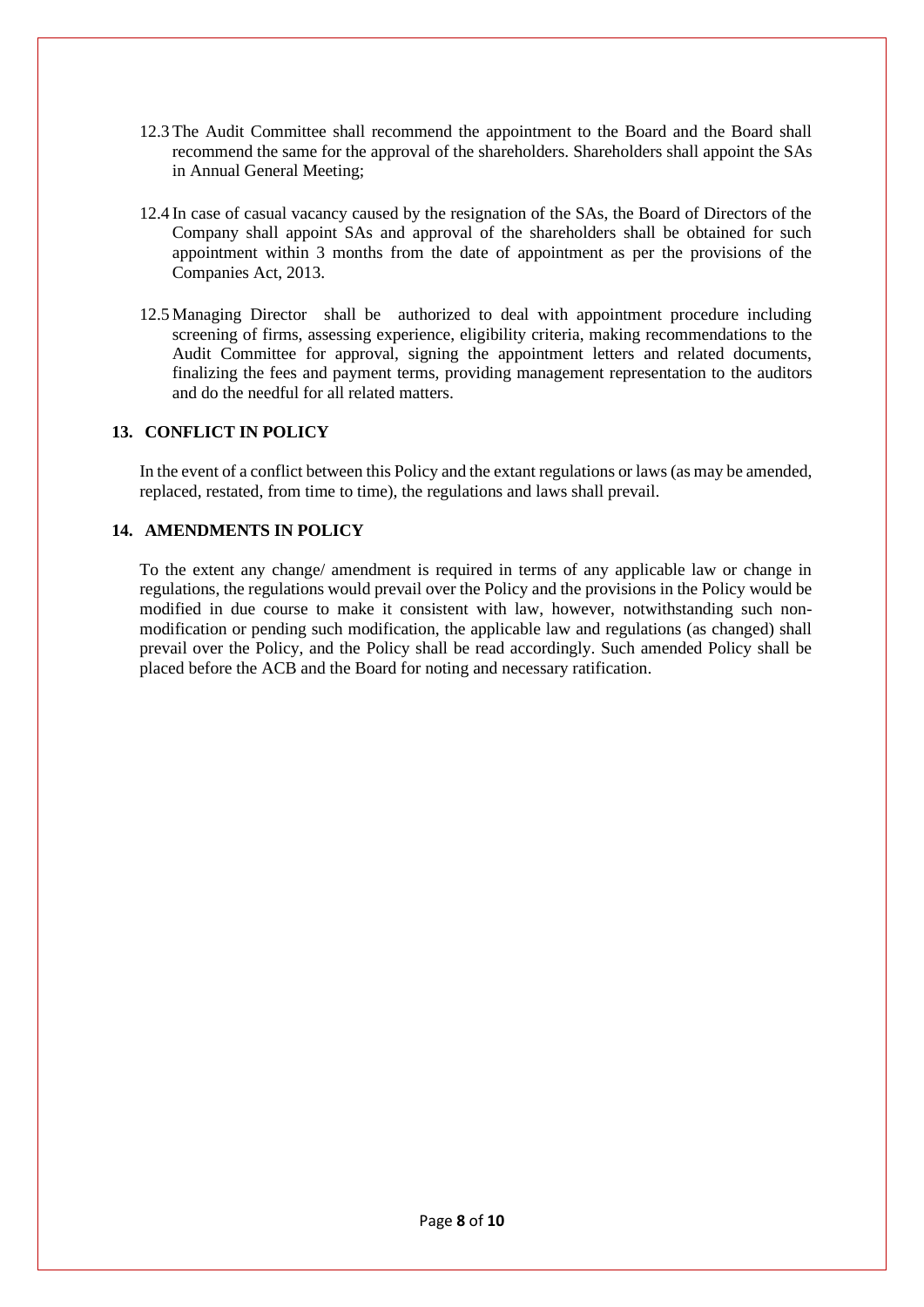12.3 The Audit Committee shall recommend the appointment to the Board and the Board shall recommend the same for the approval of the shareholders. Shareholders shall appoint the SAs in Annual General Meeting;

12.4 In case of casual vacancy caused by the resignation of the SAs, the Board of Directors of the Company shall appoint SAs and approval of the shareholders shall be obtained for such appointment within 3 months from the date of appointment as per the provisions of the Companies Act, 2013.

12.5 Managing Director shall be authorized to deal with appointment procedure including screening of firms, assessing experience, eligibility criteria, making recommendations to the Audit Committee for approval, signing the appointment letters and related documents, finalizing the fees and payment terms, providing management representation to the auditors and do the needful for all related matters.

## 13. CONFLICT IN POLICY

In the event of a conflict between this Policy and the extant regulations or laws (as may be amended, replaced, restated, from time to time), the regulations and laws shall prevail.

## 14. AMENDMENTS IN POLICY

To the extent any change/ amendment is required in terms of any applicable law or change in regulations, the regulations would prevail over the Policy and the provisions in the Policy would be modified in due course to make it consistent with law, however, notwithstanding such non-modification or pending such modification, the applicable law and regulations (as changed) shall prevail over the Policy, and the Policy shall be read accordingly. Such amended Policy shall be placed before the ACB and the Board for noting and necessary ratification.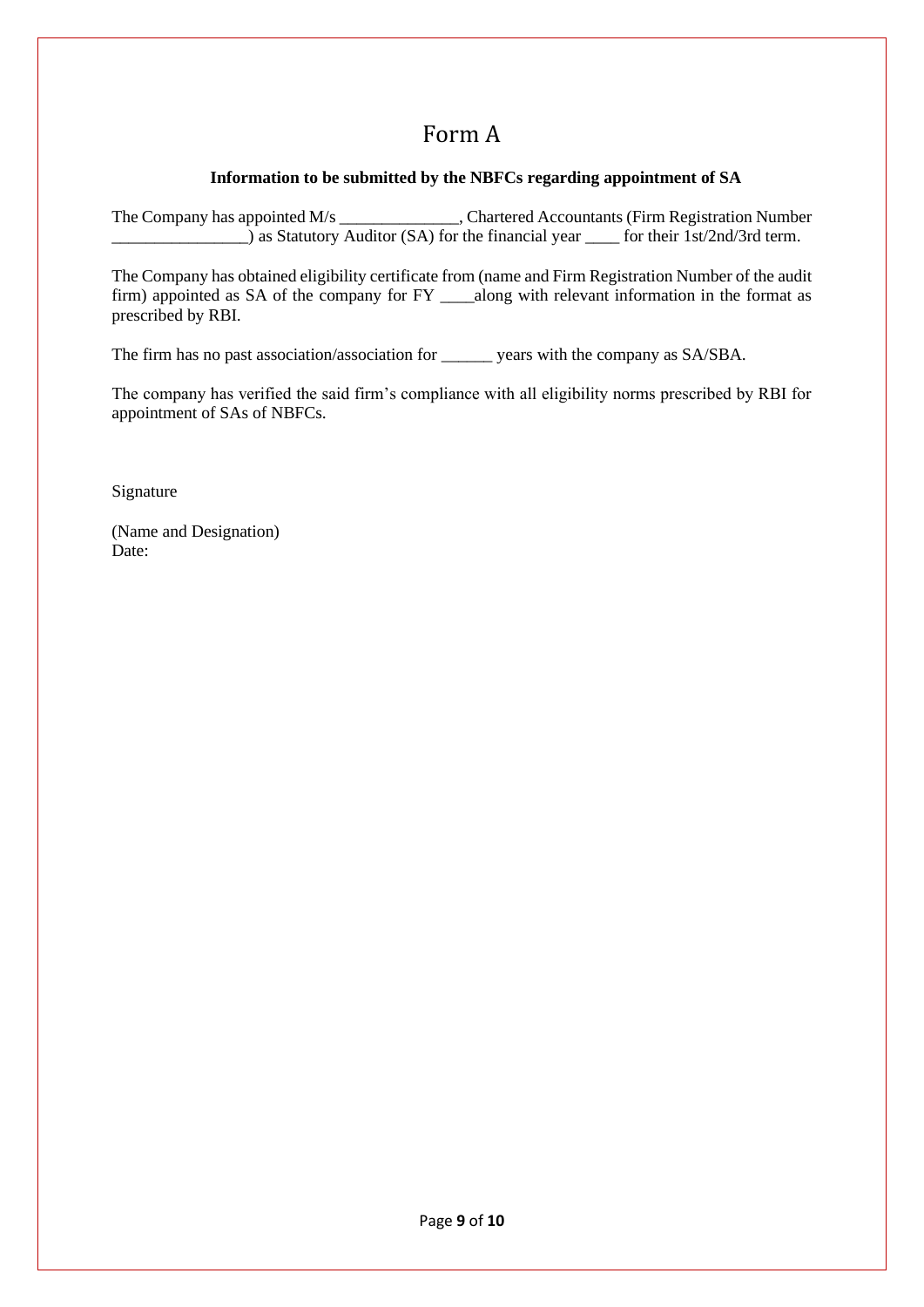# Form A

**Information to be submitted by the NBFCs regarding appointment of SA**

The Company has appointed M/s ______________, Chartered Accountants (Firm Registration Number ________________) as Statutory Auditor (SA) for the financial year ____ for their 1st/2nd/3rd term.

The Company has obtained eligibility certificate from (name and Firm Registration Number of the audit firm) appointed as SA of the company for FY ____along with relevant information in the format as prescribed by RBI.

The firm has no past association/association for ______ years with the company as SA/SBA.

The company has verified the said firm's compliance with all eligibility norms prescribed by RBI for appointment of SAs of NBFCs.

Signature

(Name and Designation)
Date: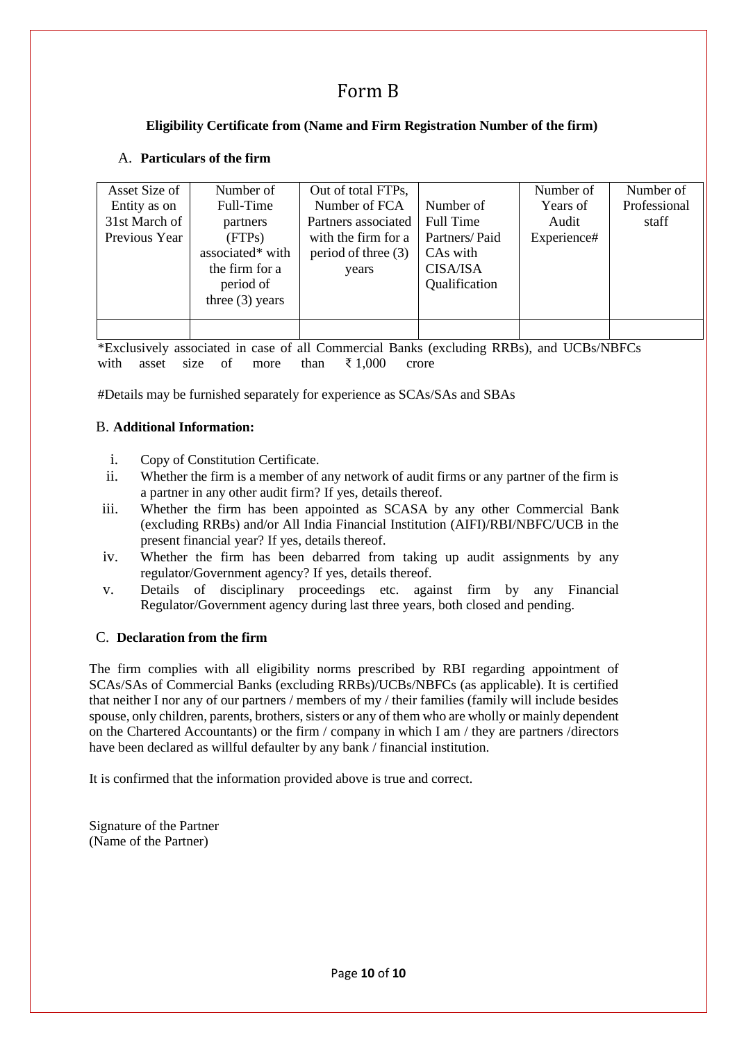# Form B

**Eligibility Certificate from (Name and Firm Registration Number of the firm)**

A. **Particulars of the firm**

| Asset Size of Entity as on 31st March of Previous Year | Number of Full-Time partners (FTPs) associated* with the firm for a period of three (3) years | Out of total FTPs, Number of FCA Partners associated with the firm for a period of three (3) years | Number of Full Time Partners/ Paid CAs with CISA/ISA Qualification | Number of Years of Audit Experience# | Number of Professional staff |
|---|---|---|---|---|---|
| | | | | | |

*Exclusively associated in case of all Commercial Banks (excluding RRBs), and UCBs/NBFCs with asset size of more than ₹ 1,000 crore

#Details may be furnished separately for experience as SCAs/SAs and SBAs

B. **Additional Information:**

i. Copy of Constitution Certificate.
ii. Whether the firm is a member of any network of audit firms or any partner of the firm is a partner in any other audit firm? If yes, details thereof.
iii. Whether the firm has been appointed as SCASA by any other Commercial Bank (excluding RRBs) and/or All India Financial Institution (AIFI)/RBI/NBFC/UCB in the present financial year? If yes, details thereof.
iv. Whether the firm has been debarred from taking up audit assignments by any regulator/Government agency? If yes, details thereof.
v. Details of disciplinary proceedings etc. against firm by any Financial Regulator/Government agency during last three years, both closed and pending.

C. **Declaration from the firm**

The firm complies with all eligibility norms prescribed by RBI regarding appointment of SCAs/SAs of Commercial Banks (excluding RRBs)/UCBs/NBFCs (as applicable). It is certified that neither I nor any of our partners / members of my / their families (family will include besides spouse, only children, parents, brothers, sisters or any of them who are wholly or mainly dependent on the Chartered Accountants) or the firm / company in which I am / they are partners /directors have been declared as willful defaulter by any bank / financial institution.

It is confirmed that the information provided above is true and correct.

Signature of the Partner
(Name of the Partner)